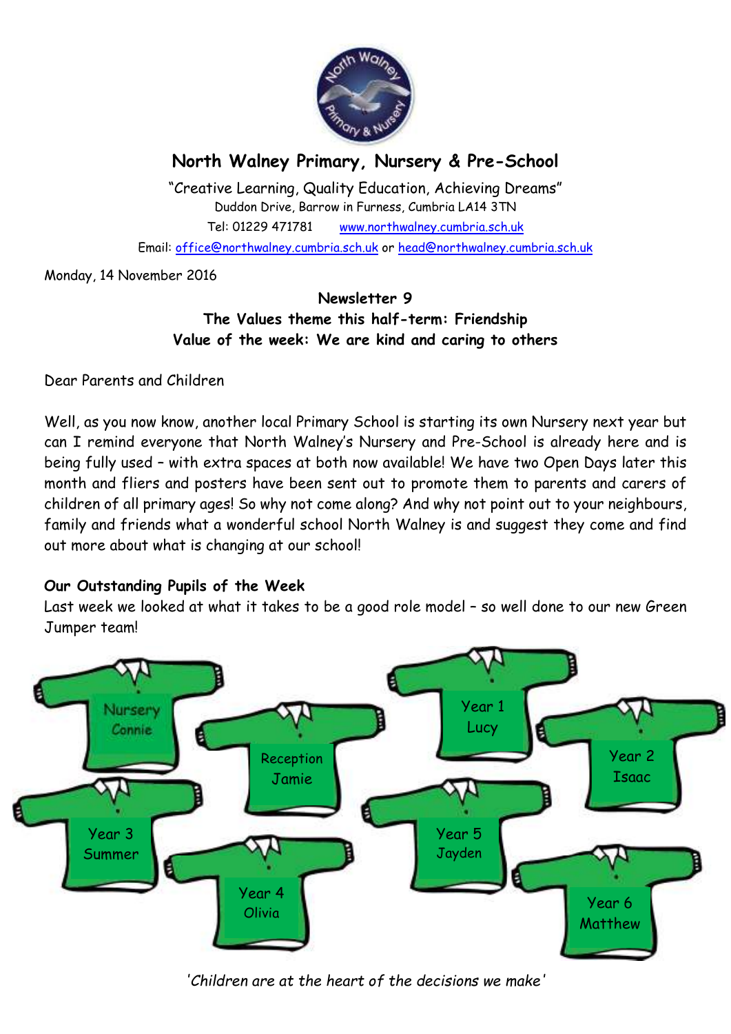# North Walney Primary, Nursery & Pre-School

"Creative Learning, Quality Education, Achieving Dreams"
Duddon Drive, Barrow in Furness, Cumbria LA14 3TN
Tel: 01229 471781 www.northwalney.cumbria.sch.uk
Email: office@northwalney.cumbria.sch.uk or head@northwalney.cumbria.sch.uk

Monday, 14 November 2016

**Newsletter 9**
**The Values theme this half-term: Friendship**
**Value of the week: We are kind and caring to others**

Dear Parents and Children

Well, as you now know, another local Primary School is starting its own Nursery next year but can I remind everyone that North Walney's Nursery and Pre-School is already here and is being fully used – with extra spaces at both now available! We have two Open Days later this month and fliers and posters have been sent out to promote them to parents and carers of children of all primary ages! So why not come along? And why not point out to your neighbours, family and friends what a wonderful school North Walney is and suggest they come and find out more about what is changing at our school!

### Our Outstanding Pupils of the Week

Last week we looked at what it takes to be a good role model – so well done to our new Green Jumper team!

- Nursery – Connie
- Reception – Jamie
- Year 1 – Lucy
- Year 2 – Isaac
- Year 3 – Summer
- Year 4 – Olivia
- Year 5 – Jayden
- Year 6 – Matthew

*'Children are at the heart of the decisions we make'*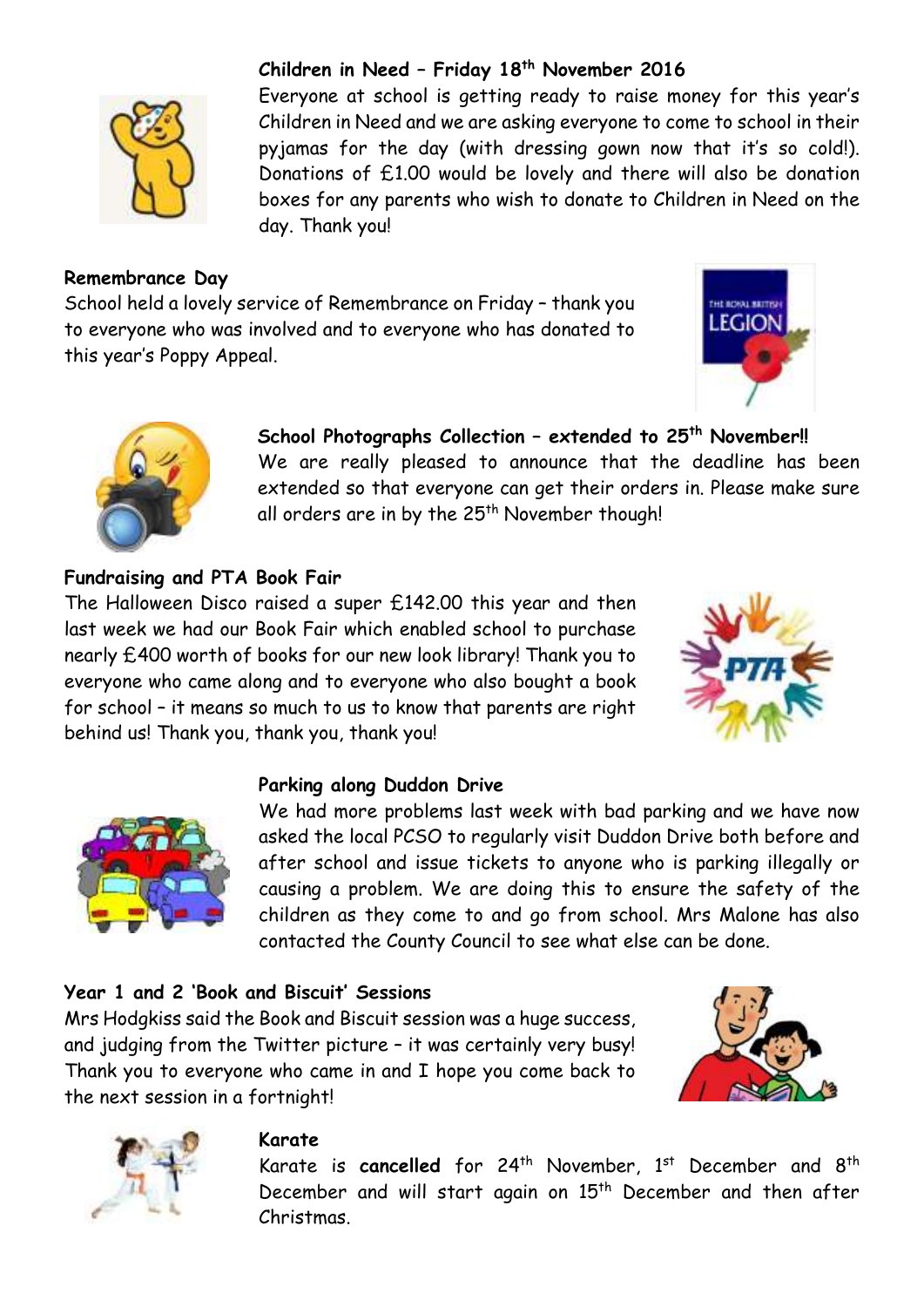## Children in Need – Friday 18th November 2016

Everyone at school is getting ready to raise money for this year's Children in Need and we are asking everyone to come to school in their pyjamas for the day (with dressing gown now that it's so cold!). Donations of £1.00 would be lovely and there will also be donation boxes for any parents who wish to donate to Children in Need on the day. Thank you!

## Remembrance Day

School held a lovely service of Remembrance on Friday – thank you to everyone who was involved and to everyone who has donated to this year's Poppy Appeal.

## School Photographs Collection – extended to 25th November!!

We are really pleased to announce that the deadline has been extended so that everyone can get their orders in. Please make sure all orders are in by the 25th November though!

## Fundraising and PTA Book Fair

The Halloween Disco raised a super £142.00 this year and then last week we had our Book Fair which enabled school to purchase nearly £400 worth of books for our new look library! Thank you to everyone who came along and to everyone who also bought a book for school – it means so much to us to know that parents are right behind us! Thank you, thank you, thank you!

## Parking along Duddon Drive

We had more problems last week with bad parking and we have now asked the local PCSO to regularly visit Duddon Drive both before and after school and issue tickets to anyone who is parking illegally or causing a problem. We are doing this to ensure the safety of the children as they come to and go from school. Mrs Malone has also contacted the County Council to see what else can be done.

## Year 1 and 2 'Book and Biscuit' Sessions

Mrs Hodgkiss said the Book and Biscuit session was a huge success, and judging from the Twitter picture – it was certainly very busy! Thank you to everyone who came in and I hope you come back to the next session in a fortnight!

## Karate

Karate is **cancelled** for 24th November, 1st December and 8th December and will start again on 15th December and then after Christmas.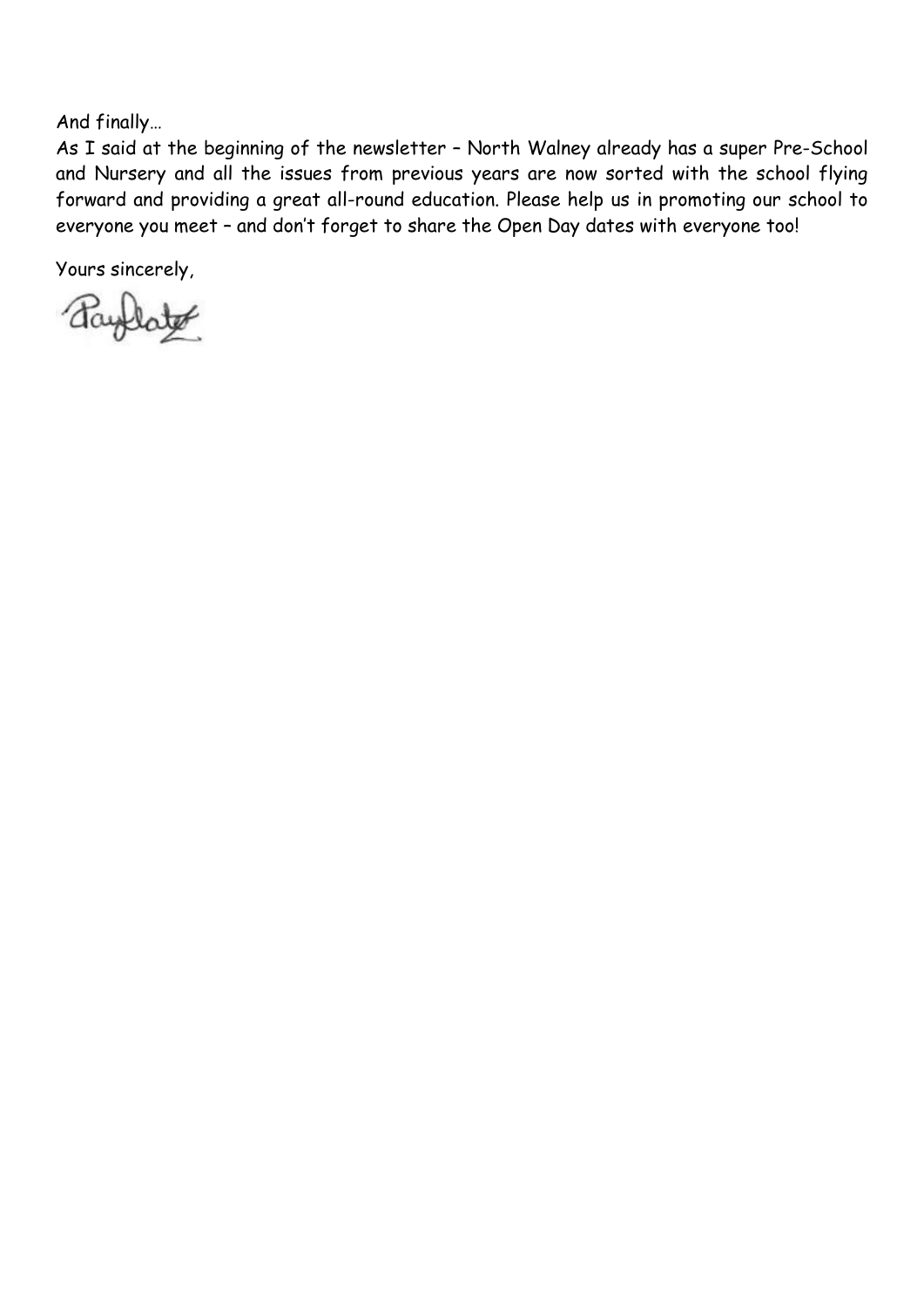And finally…

As I said at the beginning of the newsletter – North Walney already has a super Pre-School and Nursery and all the issues from previous years are now sorted with the school flying forward and providing a great all-round education. Please help us in promoting our school to everyone you meet – and don't forget to share the Open Day dates with everyone too!

Yours sincerely,